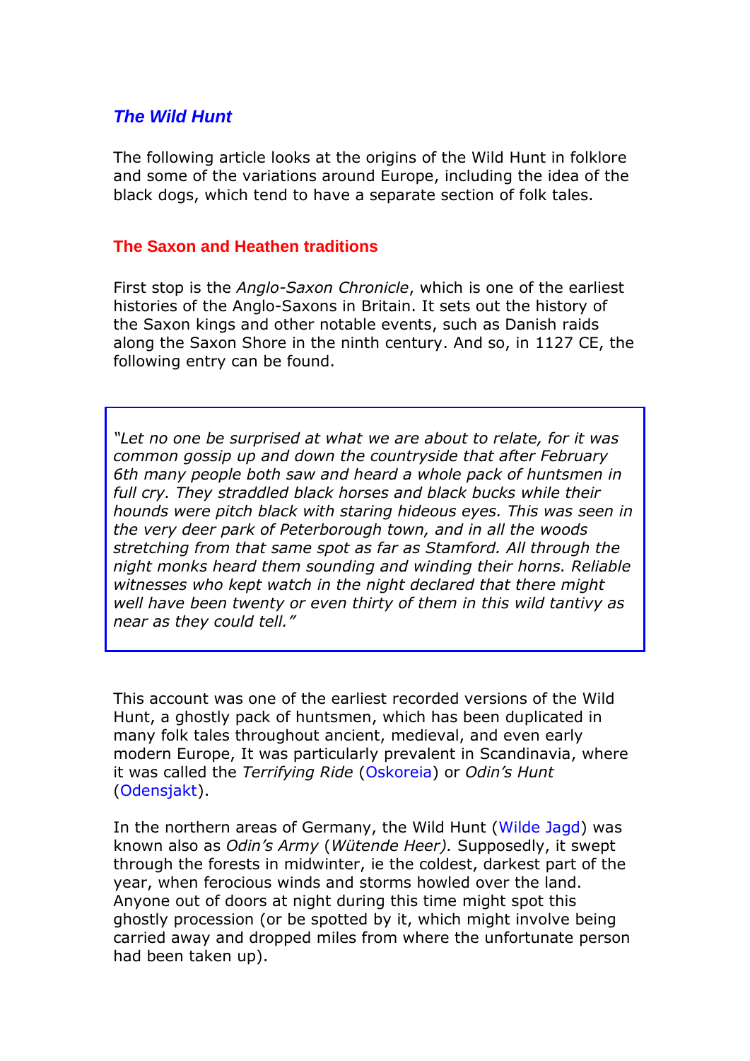# *The Wild Hunt*

The following article looks at the origins of the Wild Hunt in folklore and some of the variations around Europe, including the idea of the black dogs, which tend to have a separate section of folk tales.

## The Saxon and Heathen traditions

First stop is the *Anglo-Saxon Chronicle*, which is one of the earliest histories of the Anglo-Saxons in Britain. It sets out the history of the Saxon kings and other notable events, such as Danish raids along the Saxon Shore in the ninth century. And so, in 1127 CE, the following entry can be found.

> *"Let no one be surprised at what we are about to relate, for it was common gossip up and down the countryside that after February 6th many people both saw and heard a whole pack of huntsmen in full cry. They straddled black horses and black bucks while their hounds were pitch black with staring hideous eyes. This was seen in the very deer park of Peterborough town, and in all the woods stretching from that same spot as far as Stamford. All through the night monks heard them sounding and winding their horns. Reliable witnesses who kept watch in the night declared that there might well have been twenty or even thirty of them in this wild tantivy as near as they could tell."*

This account was one of the earliest recorded versions of the Wild Hunt, a ghostly pack of huntsmen, which has been duplicated in many folk tales throughout ancient, medieval, and even early modern Europe, It was particularly prevalent in Scandinavia, where it was called the *Terrifying Ride* (Oskoreia) or *Odin's Hunt* (Odensjakt).

In the northern areas of Germany, the Wild Hunt (Wilde Jagd) was known also as *Odin's Army* (*Wütende Heer).* Supposedly, it swept through the forests in midwinter, ie the coldest, darkest part of the year, when ferocious winds and storms howled over the land. Anyone out of doors at night during this time might spot this ghostly procession (or be spotted by it, which might involve being carried away and dropped miles from where the unfortunate person had been taken up).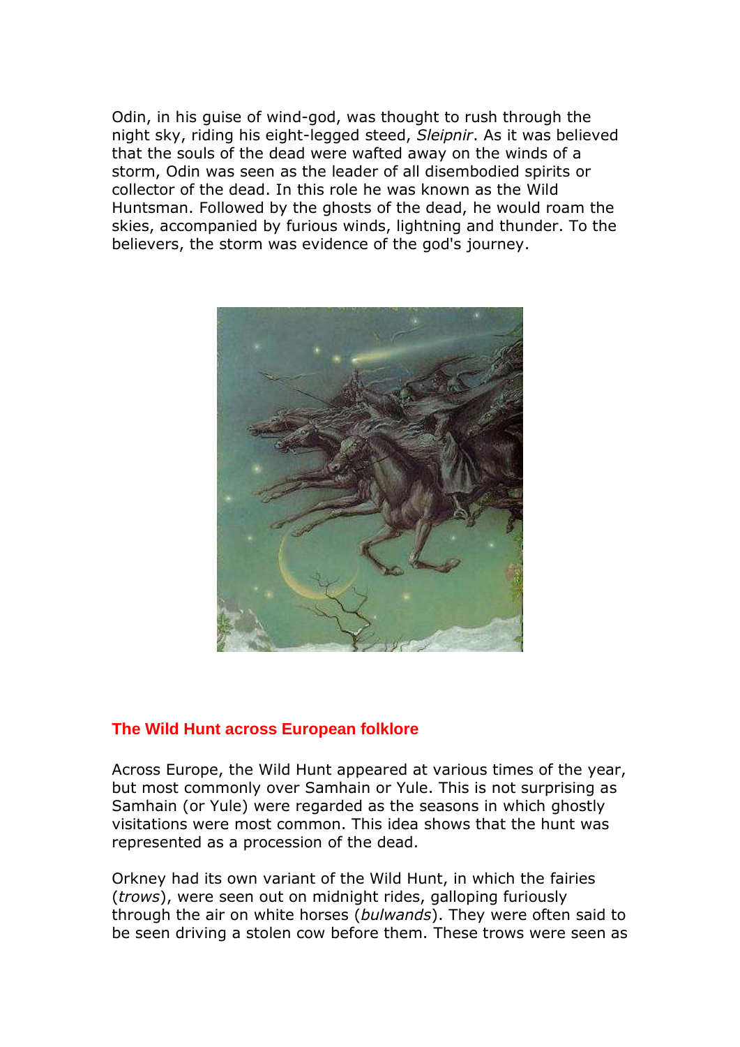Odin, in his guise of wind-god, was thought to rush through the night sky, riding his eight-legged steed, *Sleipnir*. As it was believed that the souls of the dead were wafted away on the winds of a storm, Odin was seen as the leader of all disembodied spirits or collector of the dead. In this role he was known as the Wild Huntsman. Followed by the ghosts of the dead, he would roam the skies, accompanied by furious winds, lightning and thunder. To the believers, the storm was evidence of the god's journey.

## The Wild Hunt across European folklore

Across Europe, the Wild Hunt appeared at various times of the year, but most commonly over Samhain or Yule. This is not surprising as Samhain (or Yule) were regarded as the seasons in which ghostly visitations were most common. This idea shows that the hunt was represented as a procession of the dead.

Orkney had its own variant of the Wild Hunt, in which the fairies (*trows*), were seen out on midnight rides, galloping furiously through the air on white horses (*bulwands*). They were often said to be seen driving a stolen cow before them. These trows were seen as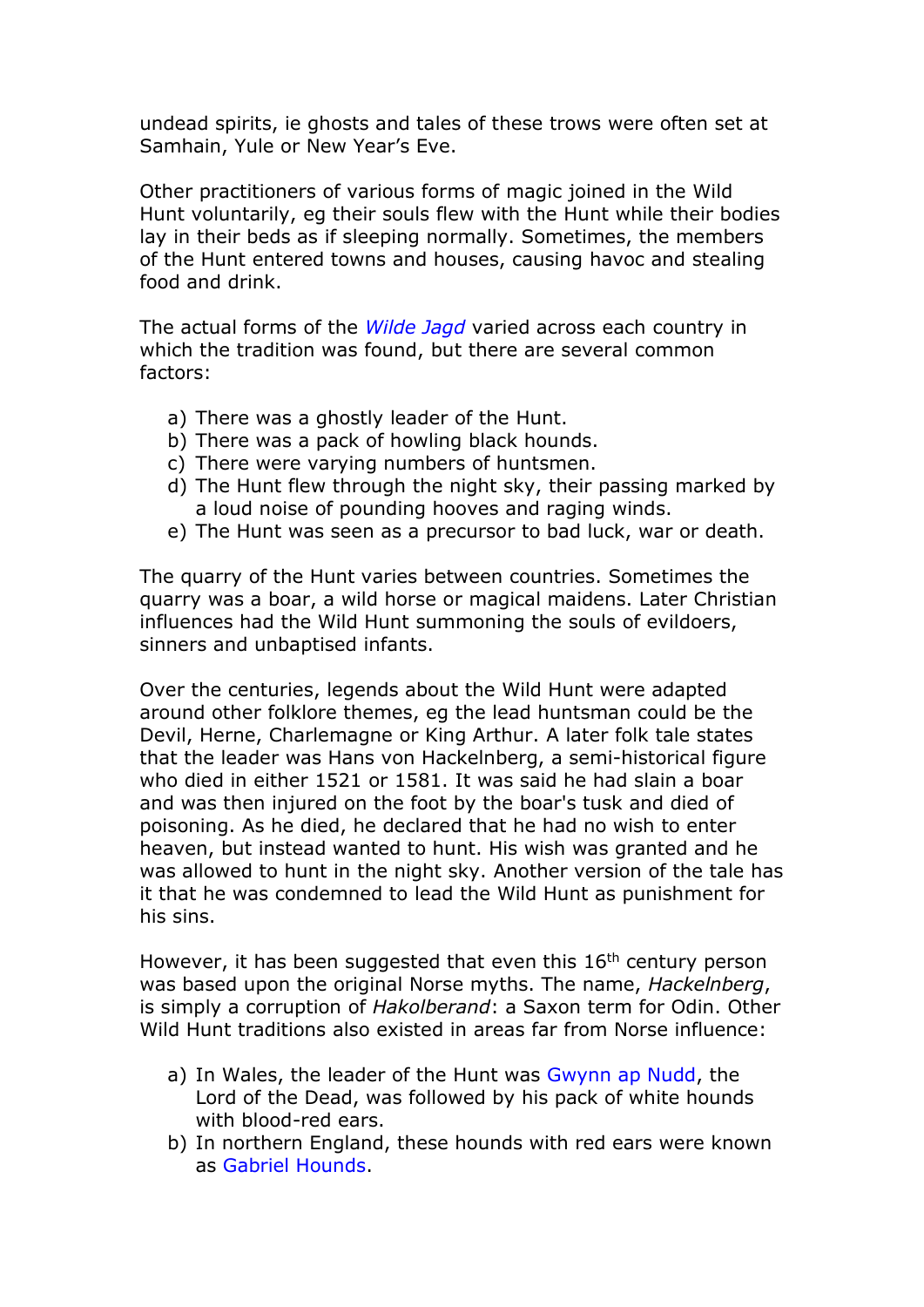undead spirits, ie ghosts and tales of these trows were often set at Samhain, Yule or New Year's Eve.

Other practitioners of various forms of magic joined in the Wild Hunt voluntarily, eg their souls flew with the Hunt while their bodies lay in their beds as if sleeping normally. Sometimes, the members of the Hunt entered towns and houses, causing havoc and stealing food and drink.

The actual forms of the *Wilde Jagd* varied across each country in which the tradition was found, but there are several common factors:

a) There was a ghostly leader of the Hunt.
b) There was a pack of howling black hounds.
c) There were varying numbers of huntsmen.
d) The Hunt flew through the night sky, their passing marked by a loud noise of pounding hooves and raging winds.
e) The Hunt was seen as a precursor to bad luck, war or death.

The quarry of the Hunt varies between countries. Sometimes the quarry was a boar, a wild horse or magical maidens. Later Christian influences had the Wild Hunt summoning the souls of evildoers, sinners and unbaptised infants.

Over the centuries, legends about the Wild Hunt were adapted around other folklore themes, eg the lead huntsman could be the Devil, Herne, Charlemagne or King Arthur. A later folk tale states that the leader was Hans von Hackelnberg, a semi-historical figure who died in either 1521 or 1581. It was said he had slain a boar and was then injured on the foot by the boar's tusk and died of poisoning. As he died, he declared that he had no wish to enter heaven, but instead wanted to hunt. His wish was granted and he was allowed to hunt in the night sky. Another version of the tale has it that he was condemned to lead the Wild Hunt as punishment for his sins.

However, it has been suggested that even this 16th century person was based upon the original Norse myths. The name, *Hackelnberg*, is simply a corruption of *Hakolberand*: a Saxon term for Odin. Other Wild Hunt traditions also existed in areas far from Norse influence:

a) In Wales, the leader of the Hunt was Gwynn ap Nudd, the Lord of the Dead, was followed by his pack of white hounds with blood-red ears.
b) In northern England, these hounds with red ears were known as Gabriel Hounds.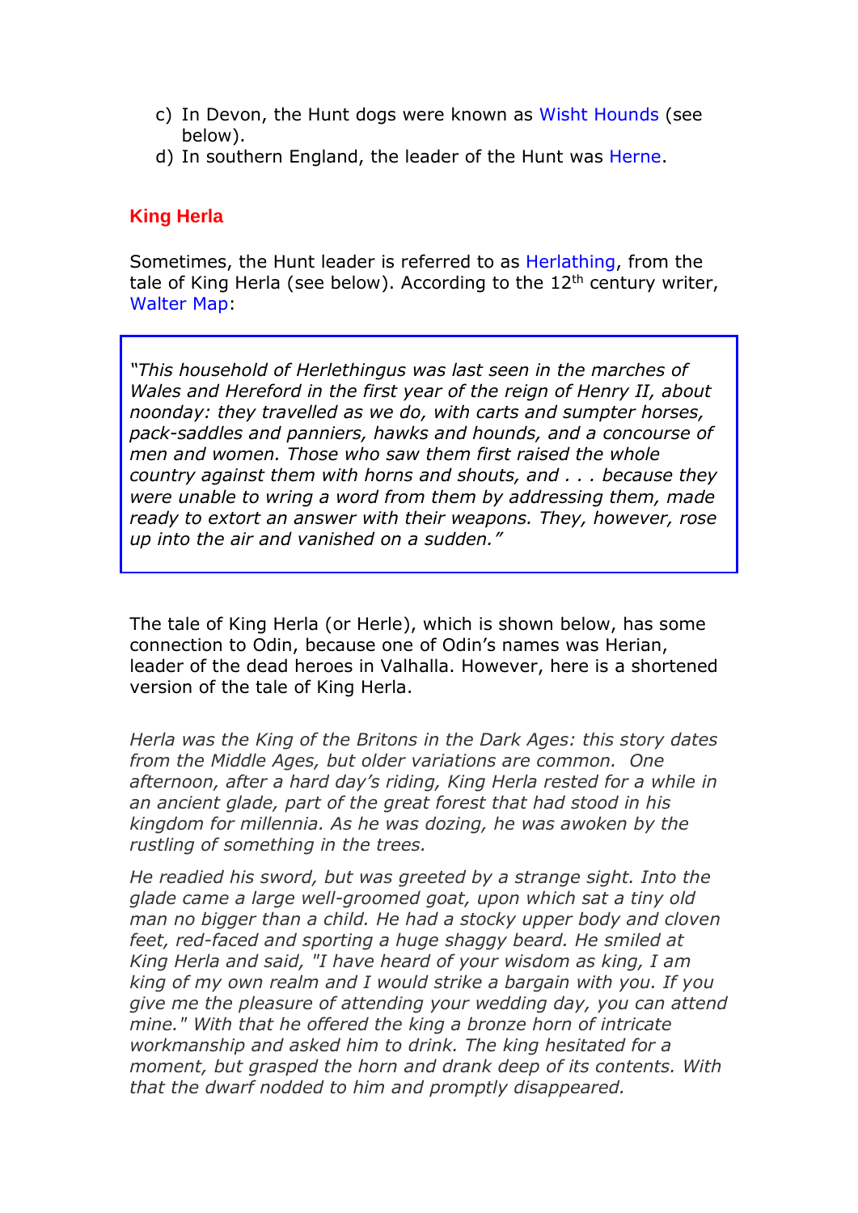c) In Devon, the Hunt dogs were known as Wisht Hounds (see below).
d) In southern England, the leader of the Hunt was Herne.

## King Herla

Sometimes, the Hunt leader is referred to as Herlathing, from the tale of King Herla (see below). According to the 12th century writer, Walter Map:

> *"This household of Herlethingus was last seen in the marches of Wales and Hereford in the first year of the reign of Henry II, about noonday: they travelled as we do, with carts and sumpter horses, pack-saddles and panniers, hawks and hounds, and a concourse of men and women. Those who saw them first raised the whole country against them with horns and shouts, and . . . because they were unable to wring a word from them by addressing them, made ready to extort an answer with their weapons. They, however, rose up into the air and vanished on a sudden."*

The tale of King Herla (or Herle), which is shown below, has some connection to Odin, because one of Odin's names was Herian, leader of the dead heroes in Valhalla. However, here is a shortened version of the tale of King Herla.

*Herla was the King of the Britons in the Dark Ages: this story dates from the Middle Ages, but older variations are common. One afternoon, after a hard day's riding, King Herla rested for a while in an ancient glade, part of the great forest that had stood in his kingdom for millennia. As he was dozing, he was awoken by the rustling of something in the trees.*

*He readied his sword, but was greeted by a strange sight. Into the glade came a large well-groomed goat, upon which sat a tiny old man no bigger than a child. He had a stocky upper body and cloven feet, red-faced and sporting a huge shaggy beard. He smiled at King Herla and said, "I have heard of your wisdom as king, I am king of my own realm and I would strike a bargain with you. If you give me the pleasure of attending your wedding day, you can attend mine." With that he offered the king a bronze horn of intricate workmanship and asked him to drink. The king hesitated for a moment, but grasped the horn and drank deep of its contents. With that the dwarf nodded to him and promptly disappeared.*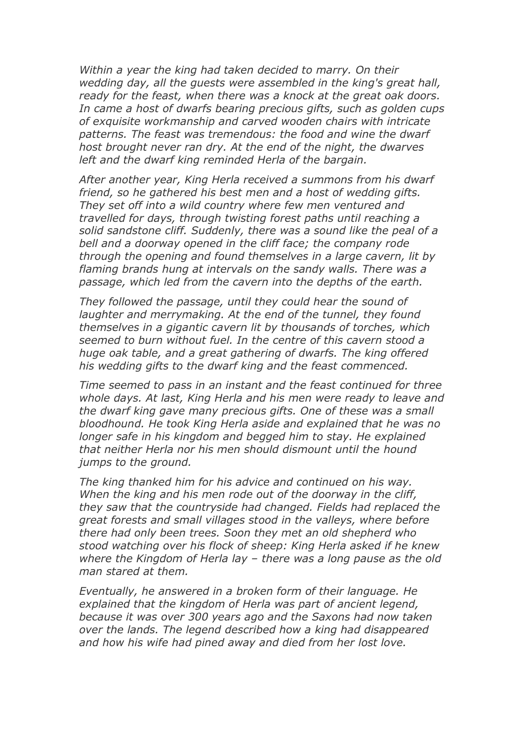*Within a year the king had taken decided to marry. On their wedding day, all the guests were assembled in the king's great hall, ready for the feast, when there was a knock at the great oak doors. In came a host of dwarfs bearing precious gifts, such as golden cups of exquisite workmanship and carved wooden chairs with intricate patterns. The feast was tremendous: the food and wine the dwarf host brought never ran dry. At the end of the night, the dwarves left and the dwarf king reminded Herla of the bargain.*

*After another year, King Herla received a summons from his dwarf friend, so he gathered his best men and a host of wedding gifts. They set off into a wild country where few men ventured and travelled for days, through twisting forest paths until reaching a solid sandstone cliff. Suddenly, there was a sound like the peal of a bell and a doorway opened in the cliff face; the company rode through the opening and found themselves in a large cavern, lit by flaming brands hung at intervals on the sandy walls. There was a passage, which led from the cavern into the depths of the earth.*

*They followed the passage, until they could hear the sound of laughter and merrymaking. At the end of the tunnel, they found themselves in a gigantic cavern lit by thousands of torches, which seemed to burn without fuel. In the centre of this cavern stood a huge oak table, and a great gathering of dwarfs. The king offered his wedding gifts to the dwarf king and the feast commenced.*

*Time seemed to pass in an instant and the feast continued for three whole days. At last, King Herla and his men were ready to leave and the dwarf king gave many precious gifts. One of these was a small bloodhound. He took King Herla aside and explained that he was no longer safe in his kingdom and begged him to stay. He explained that neither Herla nor his men should dismount until the hound jumps to the ground.*

*The king thanked him for his advice and continued on his way. When the king and his men rode out of the doorway in the cliff, they saw that the countryside had changed. Fields had replaced the great forests and small villages stood in the valleys, where before there had only been trees. Soon they met an old shepherd who stood watching over his flock of sheep: King Herla asked if he knew where the Kingdom of Herla lay – there was a long pause as the old man stared at them.*

*Eventually, he answered in a broken form of their language. He explained that the kingdom of Herla was part of ancient legend, because it was over 300 years ago and the Saxons had now taken over the lands. The legend described how a king had disappeared and how his wife had pined away and died from her lost love.*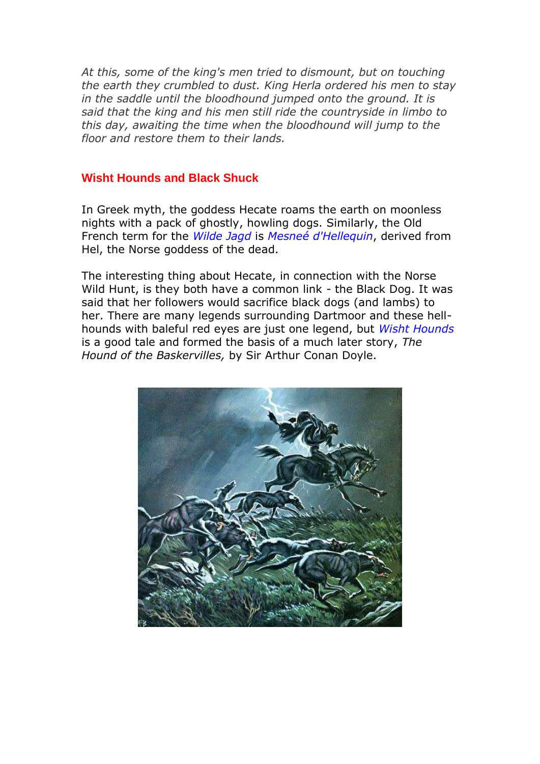*At this, some of the king's men tried to dismount, but on touching the earth they crumbled to dust. King Herla ordered his men to stay in the saddle until the bloodhound jumped onto the ground. It is said that the king and his men still ride the countryside in limbo to this day, awaiting the time when the bloodhound will jump to the floor and restore them to their lands.*

## Wisht Hounds and Black Shuck

In Greek myth, the goddess Hecate roams the earth on moonless nights with a pack of ghostly, howling dogs. Similarly, the Old French term for the *Wilde Jagd* is *Mesneé d'Hellequin*, derived from Hel, the Norse goddess of the dead.

The interesting thing about Hecate, in connection with the Norse Wild Hunt, is they both have a common link - the Black Dog. It was said that her followers would sacrifice black dogs (and lambs) to her. There are many legends surrounding Dartmoor and these hell-hounds with baleful red eyes are just one legend, but *Wisht Hounds* is a good tale and formed the basis of a much later story, *The Hound of the Baskervilles,* by Sir Arthur Conan Doyle.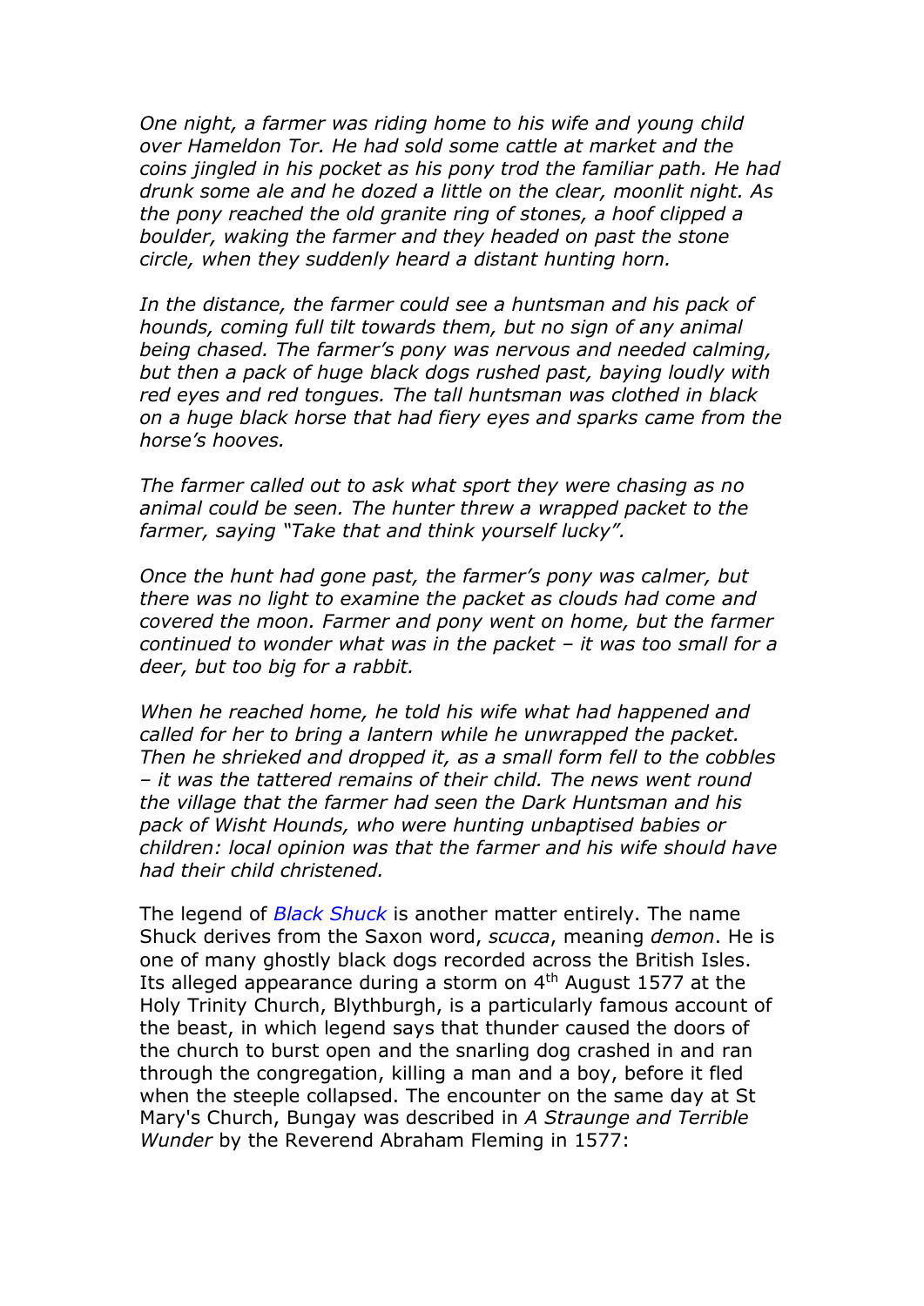*One night, a farmer was riding home to his wife and young child over Hameldon Tor. He had sold some cattle at market and the coins jingled in his pocket as his pony trod the familiar path. He had drunk some ale and he dozed a little on the clear, moonlit night. As the pony reached the old granite ring of stones, a hoof clipped a boulder, waking the farmer and they headed on past the stone circle, when they suddenly heard a distant hunting horn.*

*In the distance, the farmer could see a huntsman and his pack of hounds, coming full tilt towards them, but no sign of any animal being chased. The farmer's pony was nervous and needed calming, but then a pack of huge black dogs rushed past, baying loudly with red eyes and red tongues. The tall huntsman was clothed in black on a huge black horse that had fiery eyes and sparks came from the horse's hooves.*

*The farmer called out to ask what sport they were chasing as no animal could be seen. The hunter threw a wrapped packet to the farmer, saying "Take that and think yourself lucky".*

*Once the hunt had gone past, the farmer's pony was calmer, but there was no light to examine the packet as clouds had come and covered the moon. Farmer and pony went on home, but the farmer continued to wonder what was in the packet – it was too small for a deer, but too big for a rabbit.*

*When he reached home, he told his wife what had happened and called for her to bring a lantern while he unwrapped the packet. Then he shrieked and dropped it, as a small form fell to the cobbles – it was the tattered remains of their child. The news went round the village that the farmer had seen the Dark Huntsman and his pack of Wisht Hounds, who were hunting unbaptised babies or children: local opinion was that the farmer and his wife should have had their child christened.*

The legend of *Black Shuck* is another matter entirely. The name Shuck derives from the Saxon word, *scucca*, meaning *demon*. He is one of many ghostly black dogs recorded across the British Isles. Its alleged appearance during a storm on 4th August 1577 at the Holy Trinity Church, Blythburgh, is a particularly famous account of the beast, in which legend says that thunder caused the doors of the church to burst open and the snarling dog crashed in and ran through the congregation, killing a man and a boy, before it fled when the steeple collapsed. The encounter on the same day at St Mary's Church, Bungay was described in *A Straunge and Terrible Wunder* by the Reverend Abraham Fleming in 1577: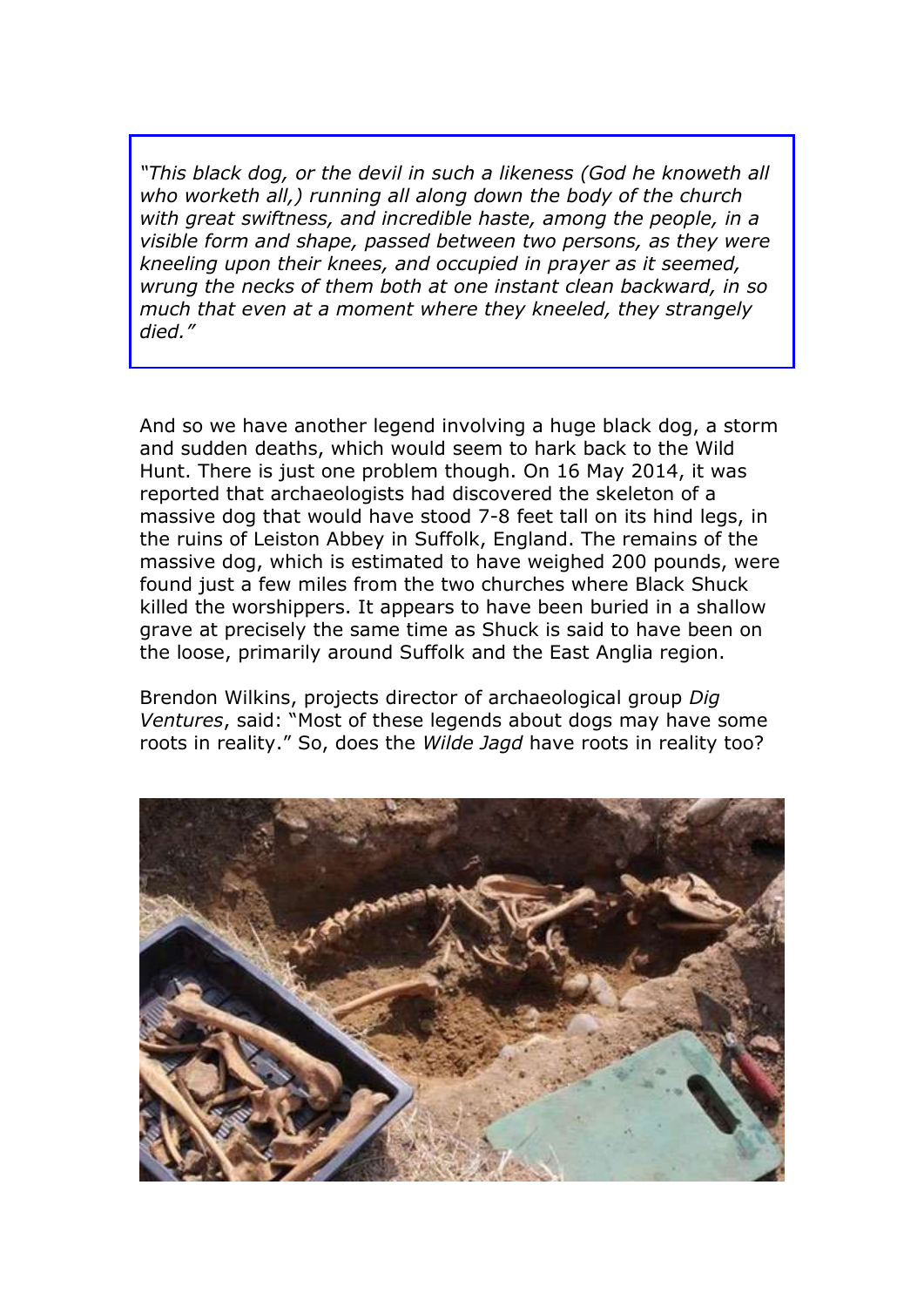> *"This black dog, or the devil in such a likeness (God he knoweth all who worketh all,) running all along down the body of the church with great swiftness, and incredible haste, among the people, in a visible form and shape, passed between two persons, as they were kneeling upon their knees, and occupied in prayer as it seemed, wrung the necks of them both at one instant clean backward, in so much that even at a moment where they kneeled, they strangely died."*

And so we have another legend involving a huge black dog, a storm and sudden deaths, which would seem to hark back to the Wild Hunt. There is just one problem though. On 16 May 2014, it was reported that archaeologists had discovered the skeleton of a massive dog that would have stood 7-8 feet tall on its hind legs, in the ruins of Leiston Abbey in Suffolk, England. The remains of the massive dog, which is estimated to have weighed 200 pounds, were found just a few miles from the two churches where Black Shuck killed the worshippers. It appears to have been buried in a shallow grave at precisely the same time as Shuck is said to have been on the loose, primarily around Suffolk and the East Anglia region.

Brendon Wilkins, projects director of archaeological group *Dig Ventures*, said: "Most of these legends about dogs may have some roots in reality." So, does the *Wilde Jagd* have roots in reality too?